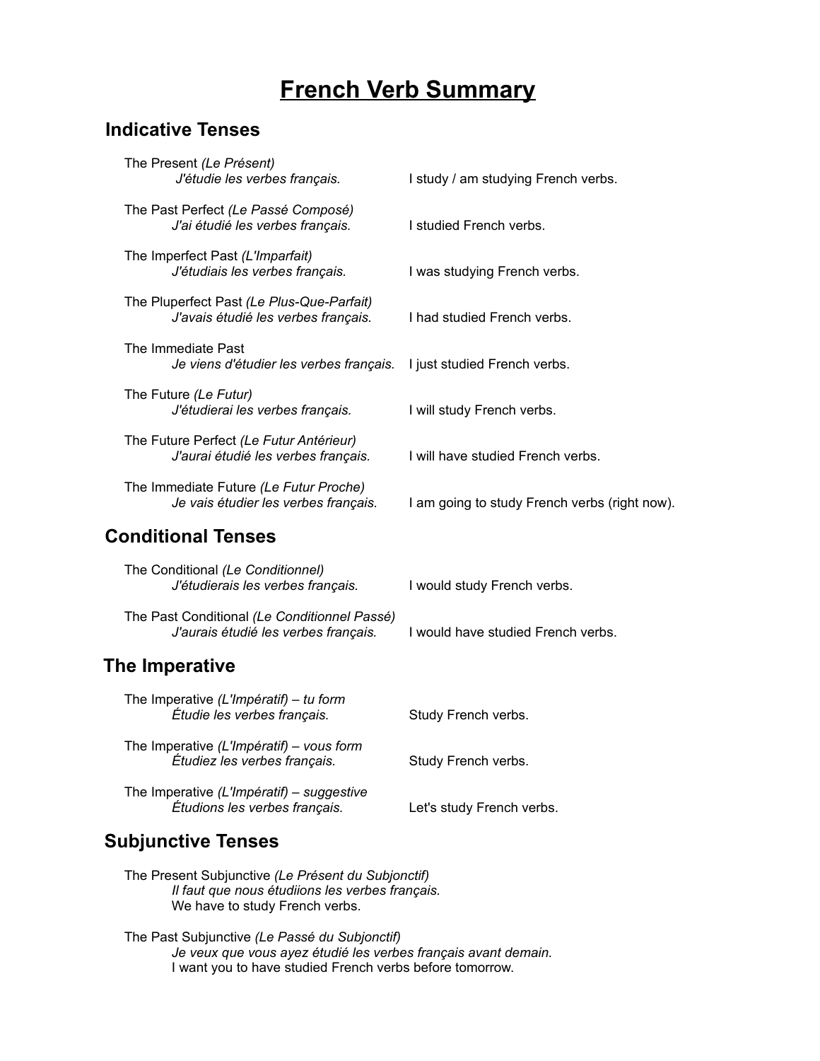# French Verb Summary

## Indicative Tenses

The Present *(Le Présent)*
*J'étudie les verbes français.* — I study / am studying French verbs.

The Past Perfect *(Le Passé Composé)*
*J'ai étudié les verbes français.* — I studied French verbs.

The Imperfect Past *(L'Imparfait)*
*J'étudiais les verbes français.* — I was studying French verbs.

The Pluperfect Past *(Le Plus-Que-Parfait)*
*J'avais étudié les verbes français.* — I had studied French verbs.

The Immediate Past
*Je viens d'étudier les verbes français.* — I just studied French verbs.

The Future *(Le Futur)*
*J'étudierai les verbes français.* — I will study French verbs.

The Future Perfect *(Le Futur Antérieur)*
*J'aurai étudié les verbes français.* — I will have studied French verbs.

The Immediate Future *(Le Futur Proche)*
*Je vais étudier les verbes français.* — I am going to study French verbs (right now).

## Conditional Tenses

The Conditional *(Le Conditionnel)*
*J'étudierais les verbes français.* — I would study French verbs.

The Past Conditional *(Le Conditionnel Passé)*
*J'aurais étudié les verbes français.* — I would have studied French verbs.

## The Imperative

The Imperative *(L'Impératif) – tu form*
*Étudie les verbes français.* — Study French verbs.

The Imperative *(L'Impératif) – vous form*
*Étudiez les verbes français.* — Study French verbs.

The Imperative *(L'Impératif) – suggestive*
*Étudions les verbes français.* — Let's study French verbs.

## Subjunctive Tenses

The Present Subjunctive *(Le Présent du Subjonctif)*
*Il faut que nous étudiions les verbes français.*
We have to study French verbs.

The Past Subjunctive *(Le Passé du Subjonctif)*
*Je veux que vous ayez étudié les verbes français avant demain.*
I want you to have studied French verbs before tomorrow.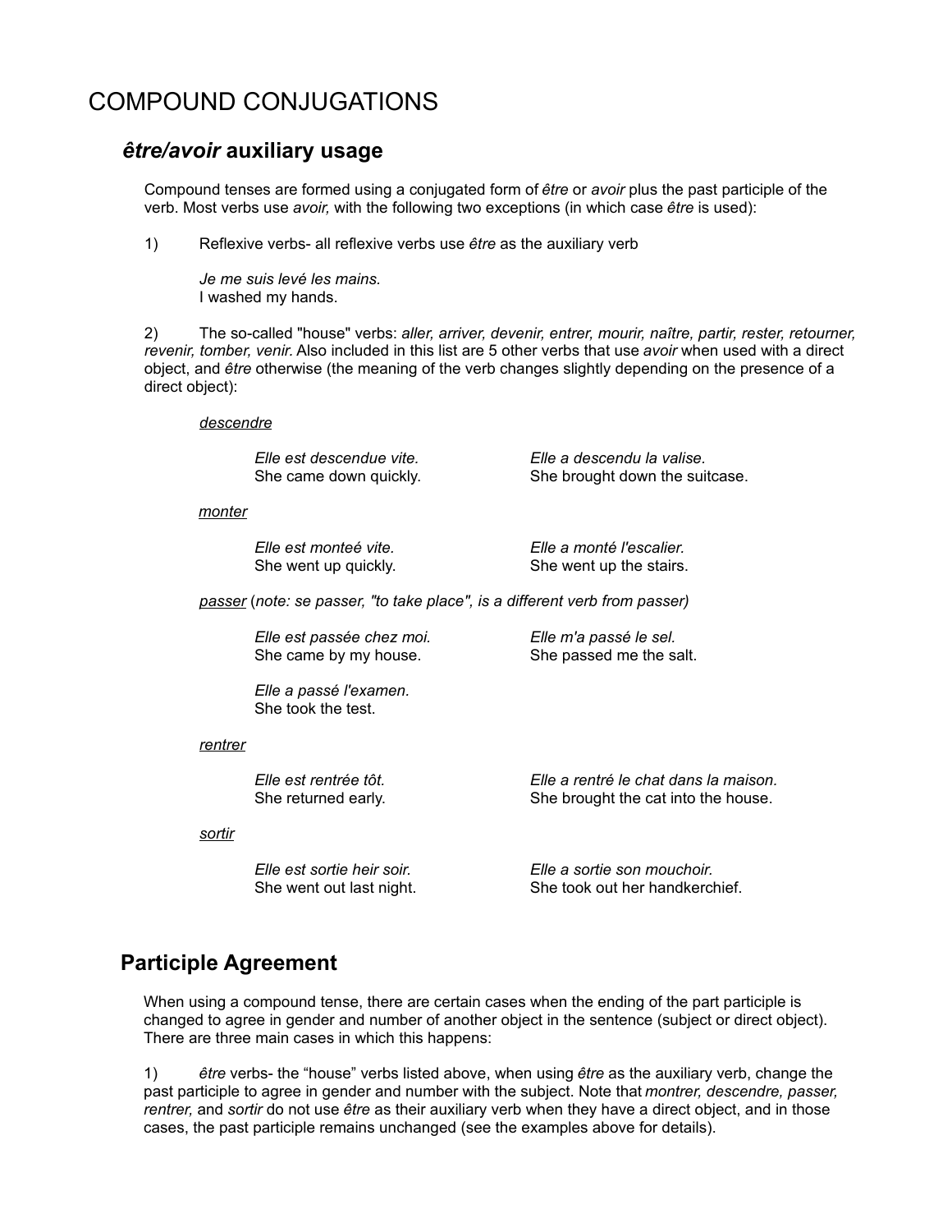# COMPOUND CONJUGATIONS

## *être/avoir* auxiliary usage

Compound tenses are formed using a conjugated form of *être* or *avoir* plus the past participle of the verb. Most verbs use *avoir,* with the following two exceptions (in which case *être* is used):

1) Reflexive verbs- all reflexive verbs use *être* as the auxiliary verb

*Je me suis levé les mains.*
I washed my hands.

2) The so-called "house" verbs: *aller, arriver, devenir, entrer, mourir, naître, partir, rester, retourner, revenir, tomber, venir.* Also included in this list are 5 other verbs that use *avoir* when used with a direct object, and *être* otherwise (the meaning of the verb changes slightly depending on the presence of a direct object):

<u>descendre</u>

*Elle est descendue vite.*
She came down quickly.

*Elle a descendu la valise.*
She brought down the suitcase.

<u>monter</u>

*Elle est monteé vite.*
She went up quickly.

*Elle a monté l'escalier.*
She went up the stairs.

<u>passer</u> (*note: se passer, "to take place", is a different verb from passer)*

*Elle est passée chez moi.*
She came by my house.

*Elle m'a passé le sel.*
She passed me the salt.

*Elle a passé l'examen.*
She took the test.

<u>rentrer</u>

*Elle est rentrée tôt.*
She returned early.

*Elle a rentré le chat dans la maison.*
She brought the cat into the house.

<u>sortir</u>

*Elle est sortie heir soir.*
She went out last night.

*Elle a sortie son mouchoir.*
She took out her handkerchief.

## Participle Agreement

When using a compound tense, there are certain cases when the ending of the part participle is changed to agree in gender and number of another object in the sentence (subject or direct object). There are three main cases in which this happens:

1) *être* verbs- the "house" verbs listed above, when using *être* as the auxiliary verb, change the past participle to agree in gender and number with the subject. Note that *montrer, descendre, passer, rentrer,* and *sortir* do not use *être* as their auxiliary verb when they have a direct object, and in those cases, the past participle remains unchanged (see the examples above for details).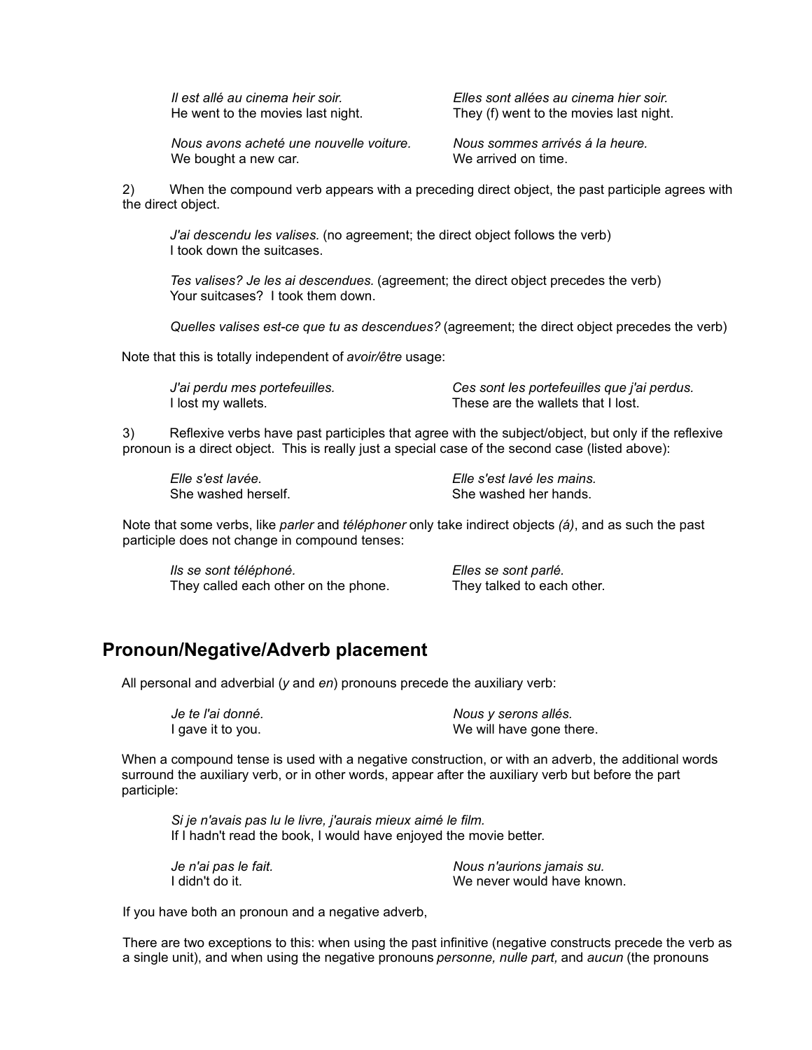*Il est allé au cinema heir soir.*
He went to the movies last night.

*Elles sont allées au cinema hier soir.*
They (f) went to the movies last night.

*Nous avons acheté une nouvelle voiture.*
We bought a new car.

*Nous sommes arrivés á la heure.*
We arrived on time.

2) When the compound verb appears with a preceding direct object, the past participle agrees with the direct object.

*J'ai descendu les valises.* (no agreement; the direct object follows the verb)
I took down the suitcases.

*Tes valises? Je les ai descendues.* (agreement; the direct object precedes the verb)
Your suitcases? I took them down.

*Quelles valises est-ce que tu as descendues?* (agreement; the direct object precedes the verb)

Note that this is totally independent of *avoir/être* usage:

*J'ai perdu mes portefeuilles.*
I lost my wallets.

*Ces sont les portefeuilles que j'ai perdus.*
These are the wallets that I lost.

3) Reflexive verbs have past participles that agree with the subject/object, but only if the reflexive pronoun is a direct object. This is really just a special case of the second case (listed above):

*Elle s'est lavée.*
She washed herself.

*Elle s'est lavé les mains.*
She washed her hands.

Note that some verbs, like *parler* and *téléphoner* only take indirect objects *(á)*, and as such the past participle does not change in compound tenses:

*Ils se sont téléphoné.*
They called each other on the phone.

*Elles se sont parlé.*
They talked to each other.

## Pronoun/Negative/Adverb placement

All personal and adverbial (*y* and *en*) pronouns precede the auxiliary verb:

*Je te l'ai donné.*
I gave it to you.

*Nous y serons allés.*
We will have gone there.

When a compound tense is used with a negative construction, or with an adverb, the additional words surround the auxiliary verb, or in other words, appear after the auxiliary verb but before the part participle:

*Si je n'avais pas lu le livre, j'aurais mieux aimé le film.*
If I hadn't read the book, I would have enjoyed the movie better.

*Je n'ai pas le fait.*
I didn't do it.

*Nous n'aurions jamais su.*
We never would have known.

If you have both an pronoun and a negative adverb,

There are two exceptions to this: when using the past infinitive (negative constructs precede the verb as a single unit), and when using the negative pronouns *personne, nulle part,* and *aucun* (the pronouns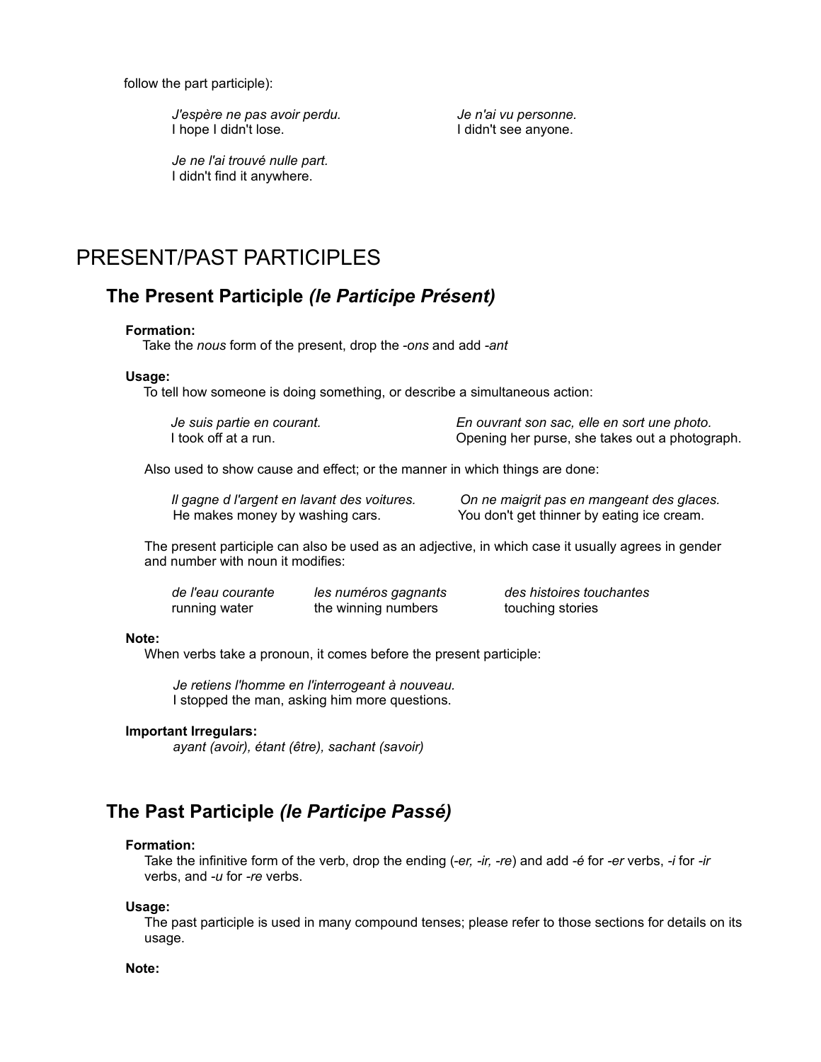follow the part participle):

*J'espère ne pas avoir perdu.*
I hope I didn't lose.

*Je n'ai vu personne.*
I didn't see anyone.

*Je ne l'ai trouvé nulle part.*
I didn't find it anywhere.

# PRESENT/PAST PARTICIPLES

## The Present Participle *(le Participe Présent)*

**Formation:**

Take the *nous* form of the present, drop the *-ons* and add *-ant*

**Usage:**

To tell how someone is doing something, or describe a simultaneous action:

*Je suis partie en courant.*
I took off at a run.

*En ouvrant son sac, elle en sort une photo.*
Opening her purse, she takes out a photograph.

Also used to show cause and effect; or the manner in which things are done:

*Il gagne d l'argent en lavant des voitures.*
He makes money by washing cars.

*On ne maigrit pas en mangeant des glaces.*
You don't get thinner by eating ice cream.

The present participle can also be used as an adjective, in which case it usually agrees in gender and number with noun it modifies:

*de l'eau courante*
running water

*les numéros gagnants*
the winning numbers

*des histoires touchantes*
touching stories

**Note:**

When verbs take a pronoun, it comes before the present participle:

*Je retiens l'homme en l'interrogeant à nouveau.*
I stopped the man, asking him more questions.

**Important Irregulars:**

*ayant (avoir), étant (être), sachant (savoir)*

## The Past Participle *(le Participe Passé)*

**Formation:**

Take the infinitive form of the verb, drop the ending (*-er, -ir, -re*) and add *-é* for *-er* verbs, *-i* for *-ir* verbs, and *-u* for *-re* verbs.

**Usage:**

The past participle is used in many compound tenses; please refer to those sections for details on its usage.

**Note:**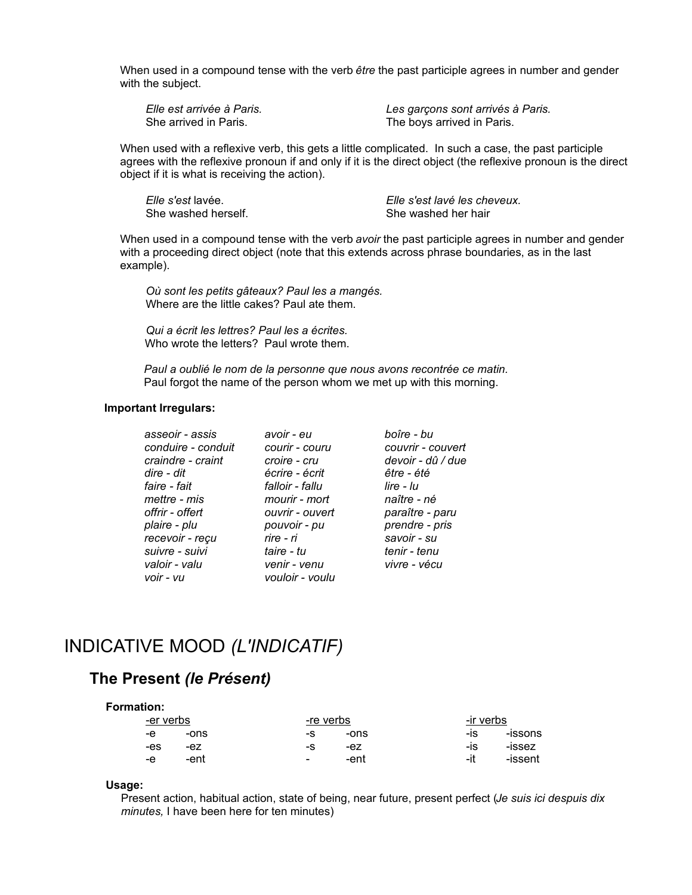When used in a compound tense with the verb *être* the past participle agrees in number and gender with the subject.

| | |
|---|---|
| *Elle est arrivée à Paris.* | *Les garçons sont arrivés à Paris.* |
| She arrived in Paris. | The boys arrived in Paris. |

When used with a reflexive verb, this gets a little complicated. In such a case, the past participle agrees with the reflexive pronoun if and only if it is the direct object (the reflexive pronoun is the direct object if it is what is receiving the action).

| | |
|---|---|
| *Elle s'est* lavée. | *Elle s'est lavé les cheveux.* |
| She washed herself. | She washed her hair |

When used in a compound tense with the verb *avoir* the past participle agrees in number and gender with a proceeding direct object (note that this extends across phrase boundaries, as in the last example).

*Où sont les petits gâteaux? Paul les a mangés.*
Where are the little cakes? Paul ate them.

*Qui a écrit les lettres? Paul les a écrites.*
Who wrote the letters? Paul wrote them.

*Paul a oublié le nom de la personne que nous avons recontrée ce matin.*
Paul forgot the name of the person whom we met up with this morning.

**Important Irregulars:**

| | | |
|---|---|---|
| *asseoir - assis* | *avoir - eu* | *boîre - bu* |
| *conduire - conduit* | *courir - couru* | *couvrir - couvert* |
| *craindre - craint* | *croire - cru* | *devoir - dû / due* |
| *dire - dit* | *écrire - écrit* | *être - été* |
| *faire - fait* | *falloir - fallu* | *lire - lu* |
| *mettre - mis* | *mourir - mort* | *naître - né* |
| *offrir - offert* | *ouvrir - ouvert* | *paraître - paru* |
| *plaire - plu* | *pouvoir - pu* | *prendre - pris* |
| *recevoir - reçu* | *rire - ri* | *savoir - su* |
| *suivre - suivi* | *taire - tu* | *tenir - tenu* |
| *valoir - valu* | *venir - venu* | *vivre - vécu* |
| *voir - vu* | *vouloir - voulu* | |

# INDICATIVE MOOD *(L'INDICATIF)*

## The Present *(le Présent)*

**Formation:**

| -er verbs | | -re verbs | | -ir verbs | |
|---|---|---|---|---|---|
| -e | -ons | -s | -ons | -is | -issons |
| -es | -ez | -s | -ez | -is | -issez |
| -e | -ent | - | -ent | -it | -issent |

**Usage:**

Present action, habitual action, state of being, near future, present perfect (*Je suis ici despuis dix minutes,* I have been here for ten minutes)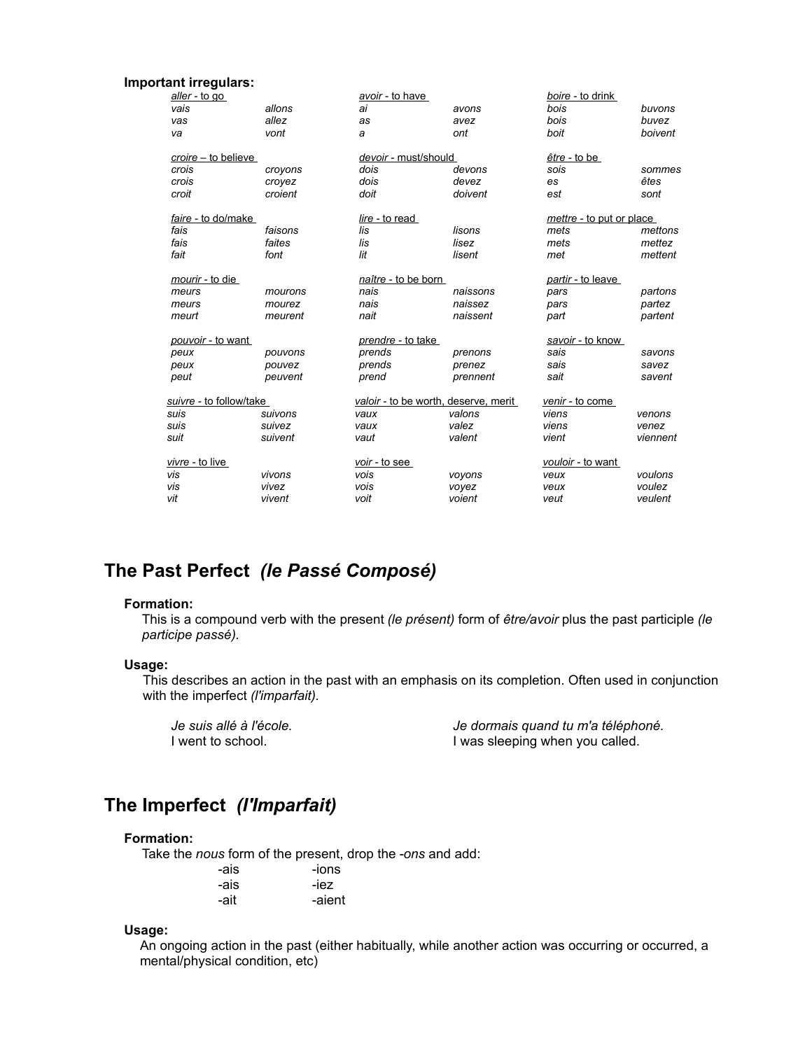**Important irregulars:**

| *aller* - to go | | *avoir* - to have | | *boire* - to drink | |
|---|---|---|---|---|---|
| *vais* | *allons* | *ai* | *avons* | *bois* | *buvons* |
| *vas* | *allez* | *as* | *avez* | *bois* | *buvez* |
| *va* | *vont* | *a* | *ont* | *boit* | *boivent* |

| *croire* – to believe | | *devoir* - must/should | | *être* - to be | |
|---|---|---|---|---|---|
| *crois* | *croyons* | *dois* | *devons* | *sois* | *sommes* |
| *crois* | *croyez* | *dois* | *devez* | *es* | *êtes* |
| *croit* | *croient* | *doit* | *doivent* | *est* | *sont* |

| *faire* - to do/make | | *lire* - to read | | *mettre* - to put or place | |
|---|---|---|---|---|---|
| *fais* | *faisons* | *lis* | *lisons* | *mets* | *mettons* |
| *fais* | *faites* | *lis* | *lisez* | *mets* | *mettez* |
| *fait* | *font* | *lit* | *lisent* | *met* | *mettent* |

| *mourir* - to die | | *naître* - to be born | | *partir* - to leave | |
|---|---|---|---|---|---|
| *meurs* | *mourons* | *nais* | *naissons* | *pars* | *partons* |
| *meurs* | *mourez* | *nais* | *naissez* | *pars* | *partez* |
| *meurt* | *meurent* | *nait* | *naissent* | *part* | *partent* |

| *pouvoir* - to want | | *prendre* - to take | | *savoir* - to know | |
|---|---|---|---|---|---|
| *peux* | *pouvons* | *prends* | *prenons* | *sais* | *savons* |
| *peux* | *pouvez* | *prends* | *prenez* | *sais* | *savez* |
| *peut* | *peuvent* | *prend* | *prennent* | *sait* | *savent* |

| *suivre* - to follow/take | | *valoir* - to be worth, deserve, merit | | *venir* - to come | |
|---|---|---|---|---|---|
| *suis* | *suivons* | *vaux* | *valons* | *viens* | *venons* |
| *suis* | *suivez* | *vaux* | *valez* | *viens* | *venez* |
| *suit* | *suivent* | *vaut* | *valent* | *vient* | *viennent* |

| *vivre* - to live | | *voir* - to see | | *vouloir* - to want | |
|---|---|---|---|---|---|
| *vis* | *vivons* | *vois* | *voyons* | *veux* | *voulons* |
| *vis* | *vivez* | *vois* | *voyez* | *veux* | *voulez* |
| *vit* | *vivent* | *voit* | *voient* | *veut* | *veulent* |

## The Past Perfect *(le Passé Composé)*

**Formation:**

This is a compound verb with the present *(le présent)* form of *être/avoir* plus the past participle *(le participe passé).*

**Usage:**

This describes an action in the past with an emphasis on its completion. Often used in conjunction with the imperfect *(l'imparfait).*

*Je suis allé à l'école.*
I went to school.

*Je dormais quand tu m'a téléphoné.*
I was sleeping when you called.

## The Imperfect *(l'Imparfait)*

**Formation:**

Take the *nous* form of the present, drop the *-ons* and add:

| | |
|---|---|
| -ais | -ions |
| -ais | -iez |
| -ait | -aient |

**Usage:**

An ongoing action in the past (either habitually, while another action was occurring or occurred, a mental/physical condition, etc)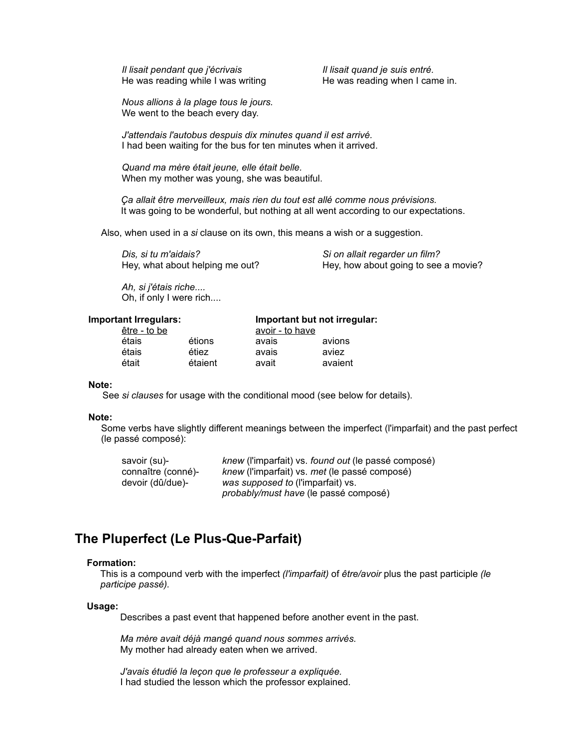*Il lisait pendant que j'écrivais*
He was reading while I was writing

*Il lisait quand je suis entré.*
He was reading when I came in.

*Nous allions à la plage tous le jours.*
We went to the beach every day.

*J'attendais l'autobus despuis dix minutes quand il est arrivé.*
I had been waiting for the bus for ten minutes when it arrived.

*Quand ma mère était jeune, elle était belle.*
When my mother was young, she was beautiful.

*Ça allait être merveilleux, mais rien du tout est allé comme nous prévisions.*
It was going to be wonderful, but nothing at all went according to our expectations.

Also, when used in a *si* clause on its own, this means a wish or a suggestion.

*Dis, si tu m'aidais?*
Hey, what about helping me out?

*Si on allait regarder un film?*
Hey, how about going to see a movie?

*Ah, si j'étais riche....*
Oh, if only I were rich....

| **Important Irregulars:** | | **Important but not irregular:** | |
|---|---|---|---|
| être - to be | | avoir - to have | |
| étais | étions | avais | avions |
| étais | étiez | avais | aviez |
| était | étaient | avait | avaient |

**Note:**
See *si clauses* for usage with the conditional mood (see below for details).

**Note:**
Some verbs have slightly different meanings between the imperfect (l'imparfait) and the past perfect (le passé composé):

| | |
|---|---|
| savoir (su)- | *knew* (l'imparfait) vs. *found out* (le passé composé) |
| connaître (conné)- | *knew* (l'imparfait) vs. *met* (le passé composé) |
| devoir (dû/due)- | *was supposed to* (l'imparfait) vs. *probably/must have* (le passé composé) |

## The Pluperfect (Le Plus-Que-Parfait)

**Formation:**
This is a compound verb with the imperfect *(l'imparfait)* of *être/avoir* plus the past participle *(le participe passé).*

**Usage:**
Describes a past event that happened before another event in the past.

*Ma mère avait déjà mangé quand nous sommes arrivés.*
My mother had already eaten when we arrived.

*J'avais étudié la leçon que le professeur a expliquée.*
I had studied the lesson which the professor explained.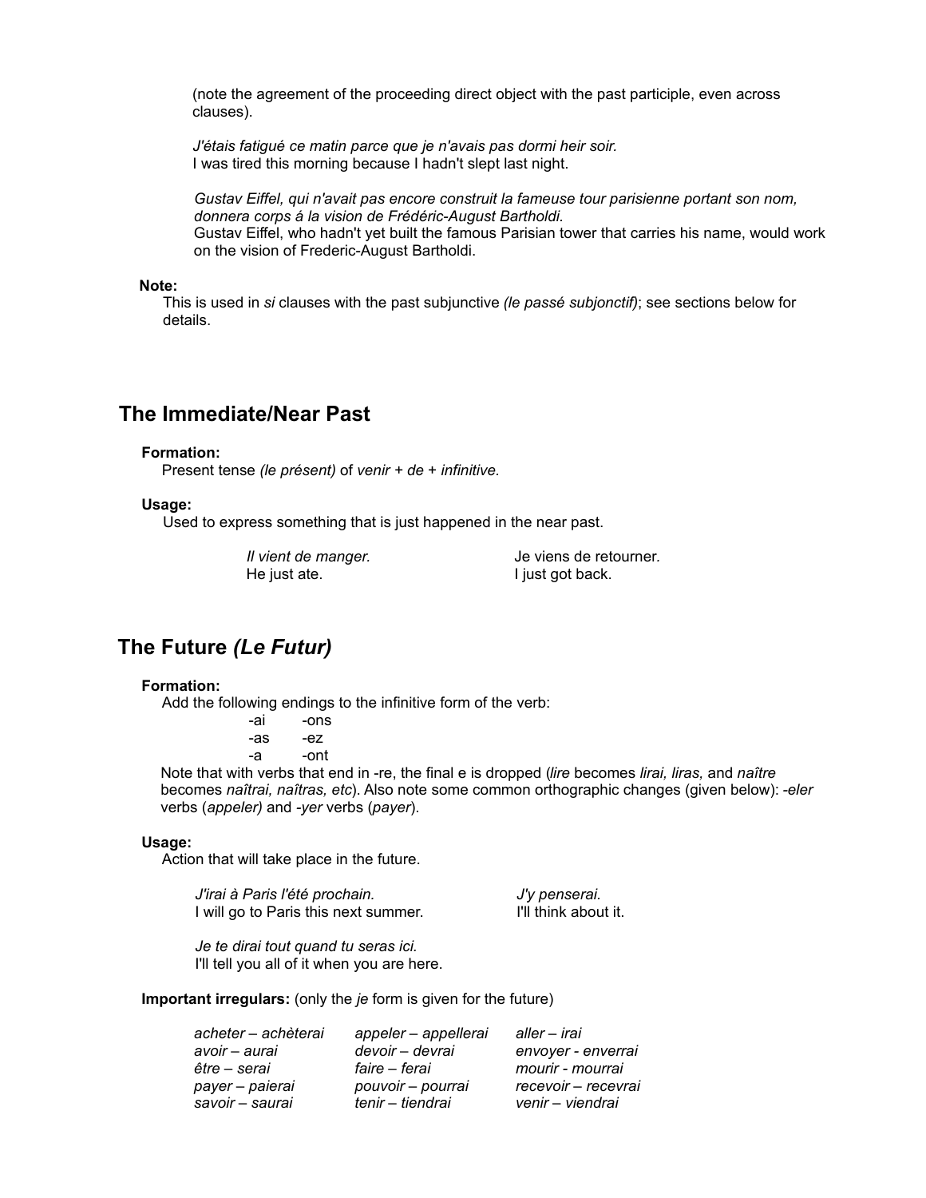(note the agreement of the proceeding direct object with the past participle, even across clauses).

*J'étais fatigué ce matin parce que je n'avais pas dormi heir soir.*
I was tired this morning because I hadn't slept last night.

*Gustav Eiffel, qui n'avait pas encore construit la fameuse tour parisienne portant son nom, donnera corps á la vision de Frédéric-August Bartholdi.*
Gustav Eiffel, who hadn't yet built the famous Parisian tower that carries his name, would work on the vision of Frederic-August Bartholdi.

**Note:**
This is used in *si* clauses with the past subjunctive *(le passé subjonctif)*; see sections below for details.

## The Immediate/Near Past

**Formation:**
Present tense *(le présent)* of *venir* + *de* + *infinitive.*

**Usage:**
Used to express something that is just happened in the near past.

*Il vient de manger.*
He just ate.

Je viens de retourner.
I just got back.

## The Future *(Le Futur)*

**Formation:**
Add the following endings to the infinitive form of the verb:

| | |
|---|---|
| -ai | -ons |
| -as | -ez |
| -a | -ont |

Note that with verbs that end in -re, the final e is dropped (*lire* becomes *lirai, liras,* and *naître* becomes *naîtrai, naîtras, etc*). Also note some common orthographic changes (given below): *-eler* verbs (*appeler)* and *-yer* verbs (*payer*).

**Usage:**
Action that will take place in the future.

*J'irai à Paris l'été prochain.*
I will go to Paris this next summer.

*J'y penserai.*
I'll think about it.

*Je te dirai tout quand tu seras ici.*
I'll tell you all of it when you are here.

**Important irregulars:** (only the *je* form is given for the future)

| | | |
|---|---|---|
| *acheter – achèterai* | *appeler – appellerai* | *aller – irai* |
| *avoir – aurai* | *devoir – devrai* | *envoyer - enverrai* |
| *être – serai* | *faire – ferai* | *mourir - mourrai* |
| *payer – paierai* | *pouvoir – pourrai* | *recevoir – recevrai* |
| *savoir – saurai* | *tenir – tiendrai* | *venir – viendrai* |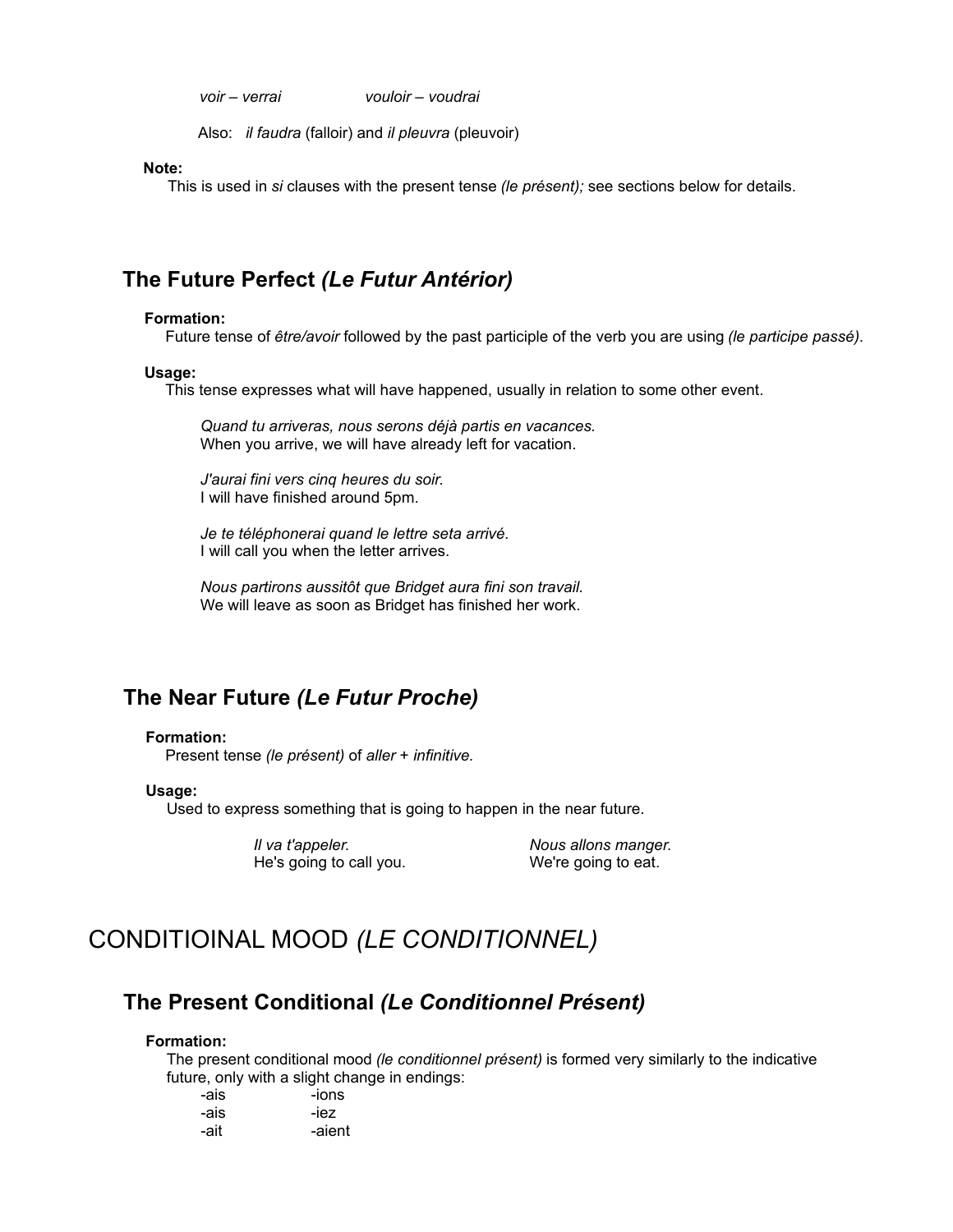*voir – verrai* *vouloir – voudrai*

Also: *il faudra* (falloir) and *il pleuvra* (pleuvoir)

**Note:**
This is used in *si* clauses with the present tense *(le présent);* see sections below for details.

## The Future Perfect *(Le Futur Antérior)*

**Formation:**
Future tense of *être/avoir* followed by the past participle of the verb you are using *(le participe passé)*.

**Usage:**
This tense expresses what will have happened, usually in relation to some other event.

*Quand tu arriveras, nous serons déjà partis en vacances.*
When you arrive, we will have already left for vacation.

*J'aurai fini vers cinq heures du soir.*
I will have finished around 5pm.

*Je te téléphonerai quand le lettre seta arrivé.*
I will call you when the letter arrives.

*Nous partirons aussitôt que Bridget aura fini son travail.*
We will leave as soon as Bridget has finished her work.

## The Near Future *(Le Futur Proche)*

**Formation:**
Present tense *(le présent)* of *aller* + *infinitive.*

**Usage:**
Used to express something that is going to happen in the near future.

*Il va t'appeler.*
He's going to call you.

*Nous allons manger.*
We're going to eat.

# CONDITIOINAL MOOD *(LE CONDITIONNEL)*

## The Present Conditional *(Le Conditionnel Présent)*

**Formation:**
The present conditional mood *(le conditionnel présent)* is formed very similarly to the indicative future, only with a slight change in endings:

| | |
|---|---|
| -ais | -ions |
| -ais | -iez |
| -ait | -aient |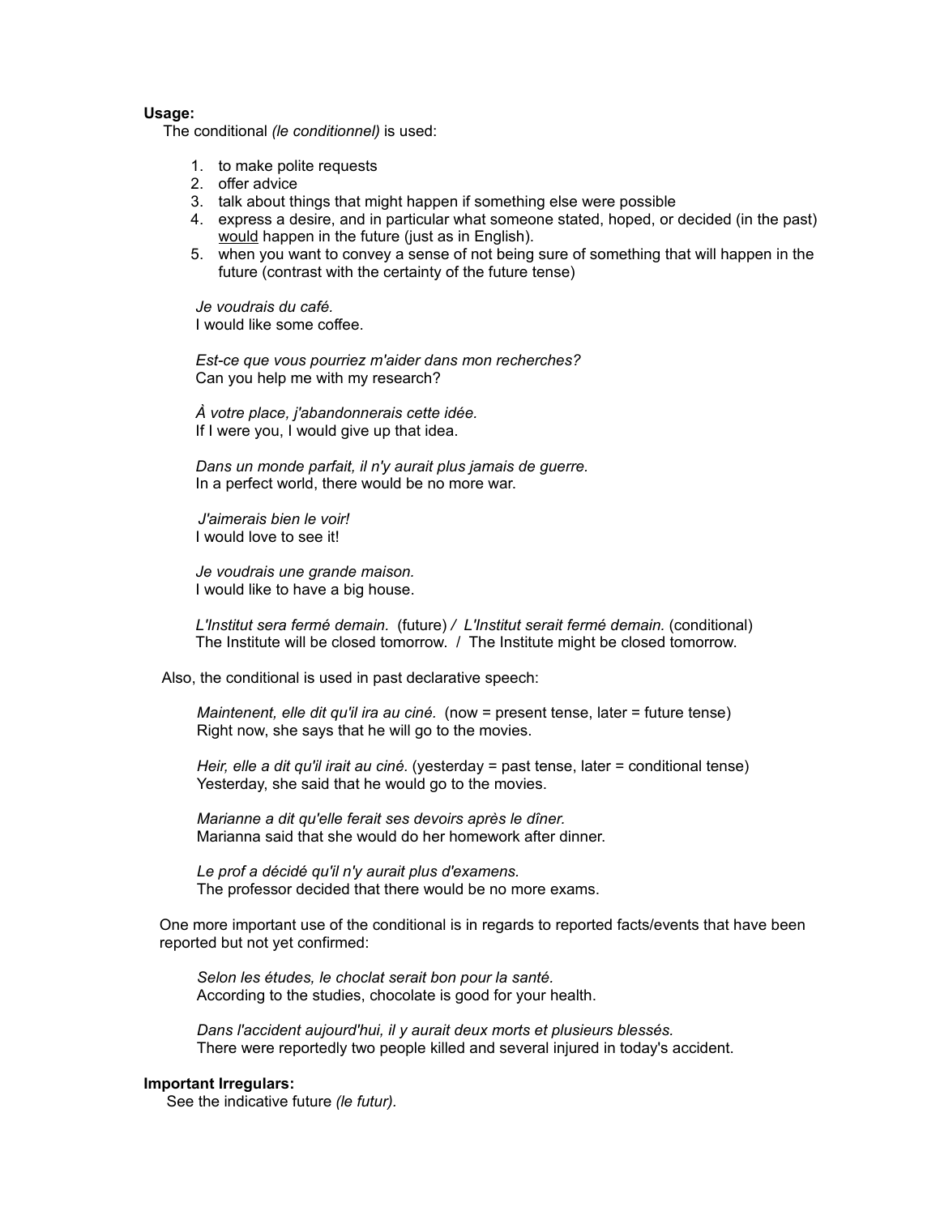**Usage:**

The conditional *(le conditionnel)* is used:

1. to make polite requests
2. offer advice
3. talk about things that might happen if something else were possible
4. express a desire, and in particular what someone stated, hoped, or decided (in the past) would happen in the future (just as in English).
5. when you want to convey a sense of not being sure of something that will happen in the future (contrast with the certainty of the future tense)

*Je voudrais du café.*
I would like some coffee.

*Est-ce que vous pourriez m'aider dans mon recherches?*
Can you help me with my research?

*À votre place, j'abandonnerais cette idée.*
If I were you, I would give up that idea.

*Dans un monde parfait, il n'y aurait plus jamais de guerre.*
In a perfect world, there would be no more war.

*J'aimerais bien le voir!*
I would love to see it!

*Je voudrais une grande maison.*
I would like to have a big house.

*L'Institut sera fermé demain.* (future) / *L'Institut serait fermé demain.* (conditional)
The Institute will be closed tomorrow. / The Institute might be closed tomorrow.

Also, the conditional is used in past declarative speech:

*Maintenent, elle dit qu'il ira au ciné.* (now = present tense, later = future tense)
Right now, she says that he will go to the movies.

*Heir, elle a dit qu'il irait au ciné.* (yesterday = past tense, later = conditional tense)
Yesterday, she said that he would go to the movies.

*Marianne a dit qu'elle ferait ses devoirs après le dîner.*
Marianna said that she would do her homework after dinner.

*Le prof a décidé qu'il n'y aurait plus d'examens.*
The professor decided that there would be no more exams.

One more important use of the conditional is in regards to reported facts/events that have been reported but not yet confirmed:

*Selon les études, le choclat serait bon pour la santé.*
According to the studies, chocolate is good for your health.

*Dans l'accident aujourd'hui, il y aurait deux morts et plusieurs blessés.*
There were reportedly two people killed and several injured in today's accident.

**Important Irregulars:**

See the indicative future *(le futur).*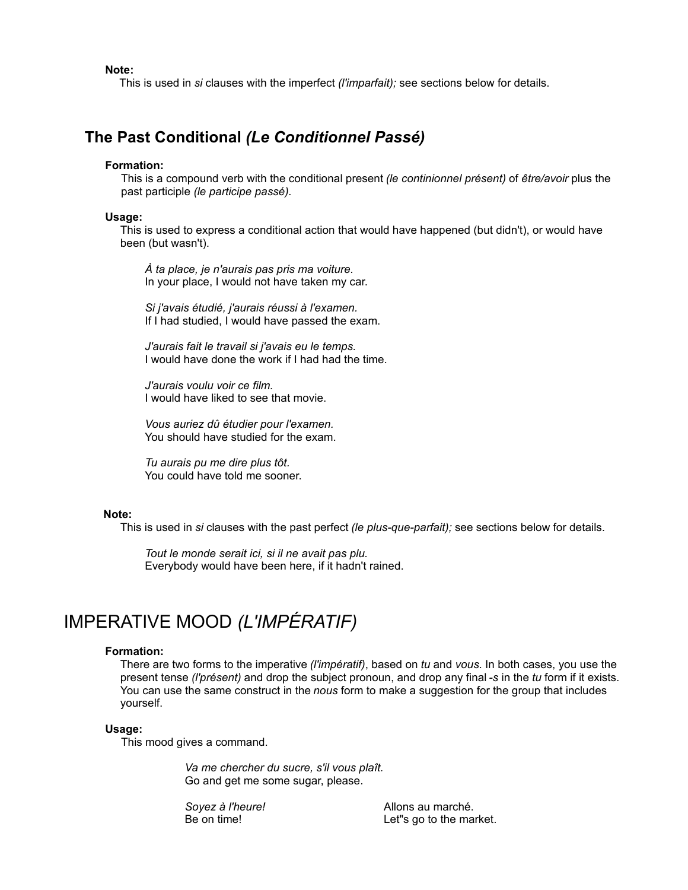**Note:**
This is used in *si* clauses with the imperfect *(l'imparfait);* see sections below for details.

## The Past Conditional *(Le Conditionnel Passé)*

**Formation:**
This is a compound verb with the conditional present *(le continionnel présent)* of *être/avoir* plus the past participle *(le participe passé).*

**Usage:**
This is used to express a conditional action that would have happened (but didn't), or would have been (but wasn't).

*À ta place, je n'aurais pas pris ma voiture.*
In your place, I would not have taken my car.

*Si j'avais étudié, j'aurais réussi à l'examen.*
If I had studied, I would have passed the exam.

*J'aurais fait le travail si j'avais eu le temps.*
I would have done the work if I had had the time.

*J'aurais voulu voir ce film.*
I would have liked to see that movie.

*Vous auriez dû étudier pour l'examen.*
You should have studied for the exam.

*Tu aurais pu me dire plus tôt.*
You could have told me sooner.

**Note:**
This is used in *si* clauses with the past perfect *(le plus-que-parfait);* see sections below for details.

*Tout le monde serait ici, si il ne avait pas plu.*
Everybody would have been here, if it hadn't rained.

# IMPERATIVE MOOD *(L'IMPÉRATIF)*

**Formation:**
There are two forms to the imperative *(l'impératif)*, based on *tu* and *vous*. In both cases, you use the present tense *(l'présent)* and drop the subject pronoun, and drop any final *-s* in the *tu* form if it exists. You can use the same construct in the *nous* form to make a suggestion for the group that includes yourself.

**Usage:**
This mood gives a command.

*Va me chercher du sucre, s'il vous plaît.*
Go and get me some sugar, please.

*Soyez à l'heure!*
Be on time!

Allons au marché.
Let''s go to the market.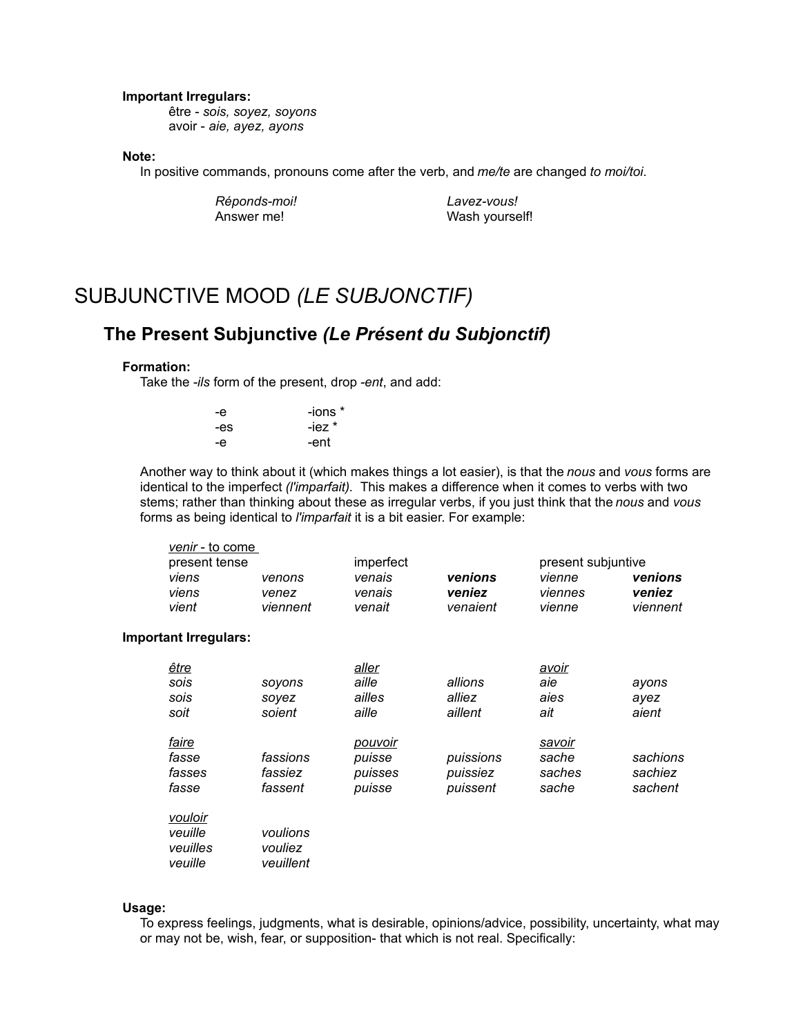**Important Irregulars:**

être - *sois, soyez, soyons*
avoir - *aie, ayez, ayons*

**Note:**

In positive commands, pronouns come after the verb, and *me/te* are changed *to moi/toi*.

| | |
|---|---|
| *Réponds-moi!* | *Lavez-vous!* |
| Answer me! | Wash yourself! |

# SUBJUNCTIVE MOOD *(LE SUBJONCTIF)*

## The Present Subjunctive *(Le Présent du Subjonctif)*

**Formation:**

Take the *-ils* form of the present, drop *-ent*, and add:

| | |
|---|---|
| -e | -ions * |
| -es | -iez * |
| -e | -ent |

Another way to think about it (which makes things a lot easier), is that the *nous* and *vous* forms are identical to the imperfect *(l'imparfait).* This makes a difference when it comes to verbs with two stems; rather than thinking about these as irregular verbs, if you just think that the *nous* and *vous* forms as being identical to *l'imparfait* it is a bit easier. For example:

*venir* - to come

| present tense | | imperfect | | present subjuntive | |
|---|---|---|---|---|---|
| *viens* | *venons* | *venais* | ***venions*** | *vienne* | ***venions*** |
| *viens* | *venez* | *venais* | ***veniez*** | *viennes* | ***veniez*** |
| *vient* | *viennent* | *venait* | *venaient* | *vienne* | *viennent* |

**Important Irregulars:**

| *être* | | *aller* | | *avoir* | |
|---|---|---|---|---|---|
| *sois* | *soyons* | *aille* | *allions* | *aie* | *ayons* |
| *sois* | *soyez* | *ailles* | *alliez* | *aies* | *ayez* |
| *soit* | *soient* | *aille* | *aillent* | *ait* | *aient* |

| *faire* | | *pouvoir* | | *savoir* | |
|---|---|---|---|---|---|
| *fasse* | *fassions* | *puisse* | *puissions* | *sache* | *sachions* |
| *fasses* | *fassiez* | *puisses* | *puissiez* | *saches* | *sachiez* |
| *fasse* | *fassent* | *puisse* | *puissent* | *sache* | *sachent* |

| *vouloir* | |
|---|---|
| *veuille* | *voulions* |
| *veuilles* | *vouliez* |
| *veuille* | *veuillent* |

**Usage:**

To express feelings, judgments, what is desirable, opinions/advice, possibility, uncertainty, what may or may not be, wish, fear, or supposition- that which is not real. Specifically: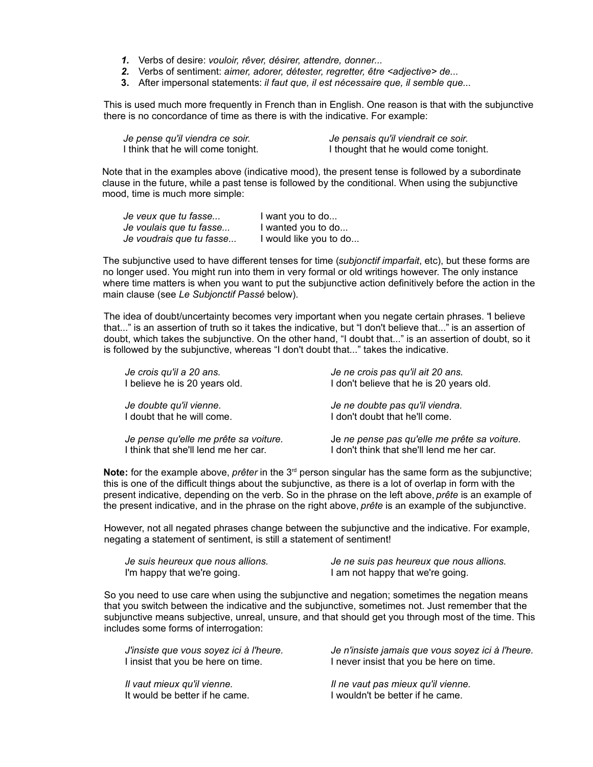1. Verbs of desire: *vouloir, rêver, désirer, attendre, donner...*
2. Verbs of sentiment: *aimer, adorer, détester, regretter, être <adjective> de...*
3. After impersonal statements: *il faut que, il est nécessaire que, il semble que...*

This is used much more frequently in French than in English. One reason is that with the subjunctive there is no concordance of time as there is with the indicative. For example:

| | |
|---|---|
| *Je pense qu'il viendra ce soir.*<br>I think that he will come tonight. | *Je pensais qu'il viendrait ce soir.*<br>I thought that he would come tonight. |

Note that in the examples above (indicative mood), the present tense is followed by a subordinate clause in the future, while a past tense is followed by the conditional. When using the subjunctive mood, time is much more simple:

| | |
|---|---|
| *Je veux que tu fasse...* | I want you to do... |
| *Je voulais que tu fasse...* | I wanted you to do... |
| *Je voudrais que tu fasse...* | I would like you to do... |

The subjunctive used to have different tenses for time (*subjonctif imparfait*, etc), but these forms are no longer used. You might run into them in very formal or old writings however. The only instance where time matters is when you want to put the subjunctive action definitively before the action in the main clause (see *Le Subjonctif Passé* below).

The idea of doubt/uncertainty becomes very important when you negate certain phrases. "I believe that..." is an assertion of truth so it takes the indicative, but "I don't believe that..." is an assertion of doubt, which takes the subjunctive. On the other hand, "I doubt that..." is an assertion of doubt, so it is followed by the subjunctive, whereas "I don't doubt that..." takes the indicative.

| | |
|---|---|
| *Je crois qu'il a 20 ans.*<br>I believe he is 20 years old. | *Je ne crois pas qu'il ait 20 ans.*<br>I don't believe that he is 20 years old. |
| *Je doubte qu'il vienne.*<br>I doubt that he will come. | *Je ne doubte pas qu'il viendra.*<br>I don't doubt that he'll come. |
| *Je pense qu'elle me prête sa voiture.*<br>I think that she'll lend me her car. | Je *ne pense pas qu'elle me prête sa voiture.*<br>I don't think that she'll lend me her car. |

**Note:** for the example above, *prêter* in the 3rd person singular has the same form as the subjunctive; this is one of the difficult things about the subjunctive, as there is a lot of overlap in form with the present indicative, depending on the verb. So in the phrase on the left above, *prête* is an example of the present indicative, and in the phrase on the right above, *prête* is an example of the subjunctive.

However, not all negated phrases change between the subjunctive and the indicative. For example, negating a statement of sentiment, is still a statement of sentiment!

| | |
|---|---|
| *Je suis heureux que nous allions.*<br>I'm happy that we're going. | *Je ne suis pas heureux que nous allions.*<br>I am not happy that we're going. |

So you need to use care when using the subjunctive and negation; sometimes the negation means that you switch between the indicative and the subjunctive, sometimes not. Just remember that the subjunctive means subjective, unreal, unsure, and that should get you through most of the time. This includes some forms of interrogation:

| | |
|---|---|
| *J'insiste que vous soyez ici à l'heure.*<br>I insist that you be here on time. | *Je n'insiste jamais que vous soyez ici à l'heure.*<br>I never insist that you be here on time. |
| *Il vaut mieux qu'il vienne.*<br>It would be better if he came. | *Il ne vaut pas mieux qu'il vienne.*<br>I wouldn't be better if he came. |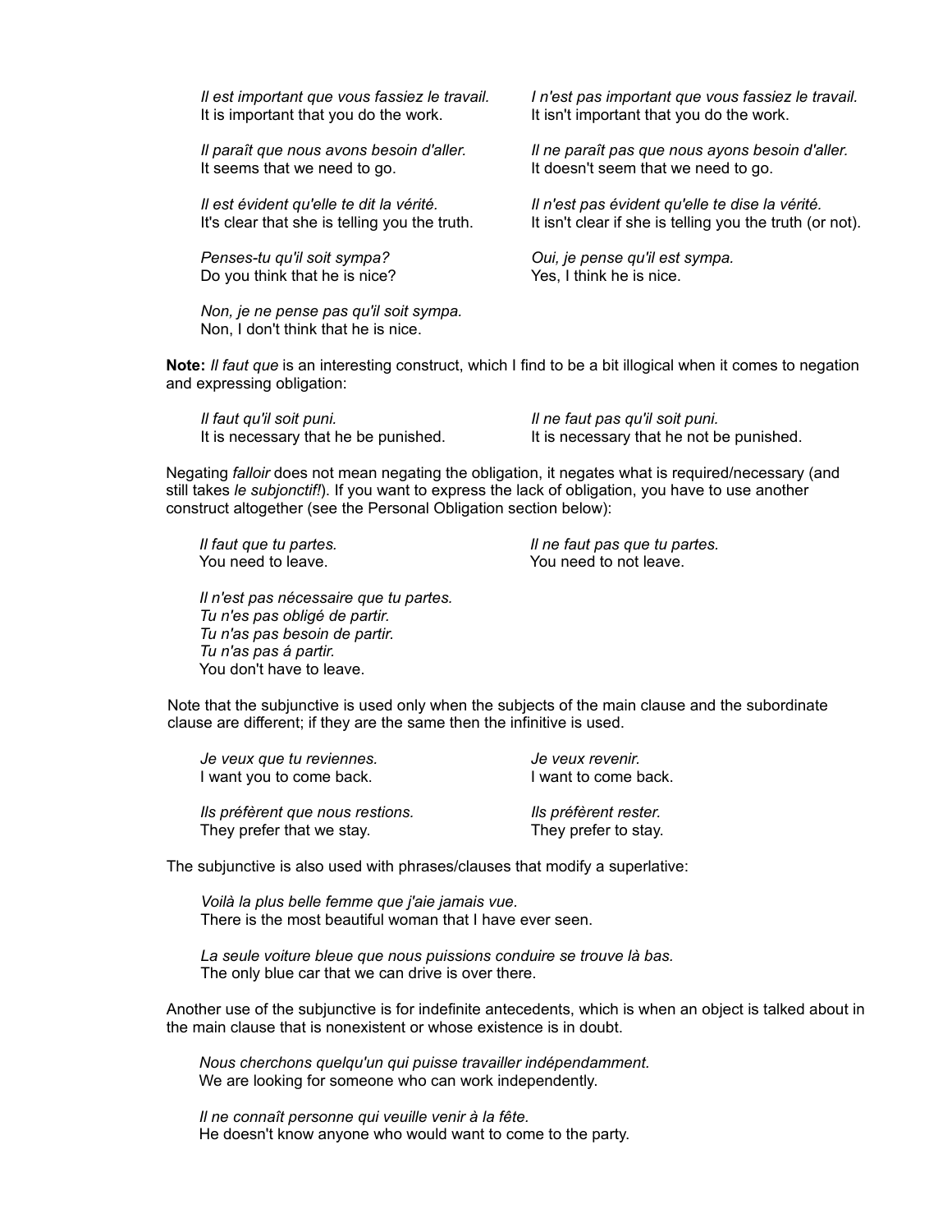*Il est important que vous fassiez le travail.*
It is important that you do the work.

*I n'est pas important que vous fassiez le travail.*
It isn't important that you do the work.

*Il paraît que nous avons besoin d'aller.*
It seems that we need to go.

*Il ne paraît pas que nous ayons besoin d'aller.*
It doesn't seem that we need to go.

*Il est évident qu'elle te dit la vérité.*
It's clear that she is telling you the truth.

*Il n'est pas évident qu'elle te dise la vérité.*
It isn't clear if she is telling you the truth (or not).

*Penses-tu qu'il soit sympa?*
Do you think that he is nice?

*Oui, je pense qu'il est sympa.*
Yes, I think he is nice.

*Non, je ne pense pas qu'il soit sympa.*
Non, I don't think that he is nice.

**Note:** *Il faut que* is an interesting construct, which I find to be a bit illogical when it comes to negation and expressing obligation:

*Il faut qu'il soit puni.*
It is necessary that he be punished.

*Il ne faut pas qu'il soit puni.*
It is necessary that he not be punished.

Negating *falloir* does not mean negating the obligation, it negates what is required/necessary (and still takes *le subjonctif!*). If you want to express the lack of obligation, you have to use another construct altogether (see the Personal Obligation section below):

*Il faut que tu partes.*
You need to leave.

*Il ne faut pas que tu partes.*
You need to not leave.

*Il n'est pas nécessaire que tu partes.*
*Tu n'es pas obligé de partir.*
*Tu n'as pas besoin de partir.*
*Tu n'as pas á partir.*
You don't have to leave.

Note that the subjunctive is used only when the subjects of the main clause and the subordinate clause are different; if they are the same then the infinitive is used.

*Je veux que tu reviennes.*
I want you to come back.

*Je veux revenir.*
I want to come back.

*Ils préfèrent que nous restions.*
They prefer that we stay.

*Ils préfèrent rester.*
They prefer to stay.

The subjunctive is also used with phrases/clauses that modify a superlative:

*Voilà la plus belle femme que j'aie jamais vue.*
There is the most beautiful woman that I have ever seen.

*La seule voiture bleue que nous puissions conduire se trouve là bas.*
The only blue car that we can drive is over there.

Another use of the subjunctive is for indefinite antecedents, which is when an object is talked about in the main clause that is nonexistent or whose existence is in doubt.

*Nous cherchons quelqu'un qui puisse travailler indépendamment.*
We are looking for someone who can work independently.

*Il ne connaît personne qui veuille venir à la fête.*
He doesn't know anyone who would want to come to the party.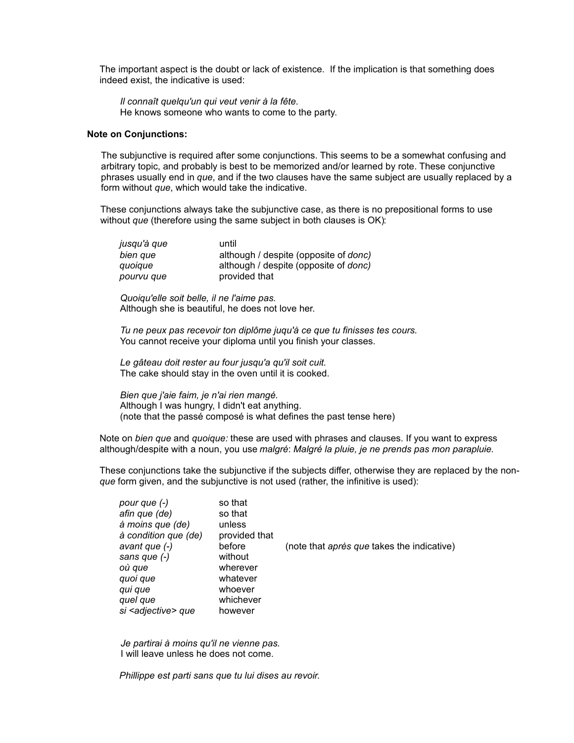The important aspect is the doubt or lack of existence. If the implication is that something does indeed exist, the indicative is used:

*Il connaît quelqu'un qui veut venir à la fête.*
He knows someone who wants to come to the party.

**Note on Conjunctions:**

The subjunctive is required after some conjunctions. This seems to be a somewhat confusing and arbitrary topic, and probably is best to be memorized and/or learned by rote. These conjunctive phrases usually end in *que*, and if the two clauses have the same subject are usually replaced by a form without *que*, which would take the indicative.

These conjunctions always take the subjunctive case, as there is no prepositional forms to use without *que* (therefore using the same subject in both clauses is OK):

| | |
|---|---|
| *jusqu'à que* | until |
| *bien que* | although / despite (opposite of *donc)* |
| *quoique* | although / despite (opposite of *donc)* |
| *pourvu que* | provided that |

*Quoiqu'elle soit belle, il ne l'aime pas.*
Although she is beautiful, he does not love her.

*Tu ne peux pas recevoir ton diplôme juqu'à ce que tu finisses tes cours.*
You cannot receive your diploma until you finish your classes.

*Le gâteau doit rester au four jusqu'a qu'il soit cuit.*
The cake should stay in the oven until it is cooked.

*Bien que j'aie faim, je n'ai rien mangé.*
Although I was hungry, I didn't eat anything.
(note that the passé composé is what defines the past tense here)

Note on *bien que* and *quoique:* these are used with phrases and clauses. If you want to express although/despite with a noun, you use *malgré*: *Malgré la pluie, je ne prends pas mon parapluie.*

These conjunctions take the subjunctive if the subjects differ, otherwise they are replaced by the non-*que* form given, and the subjunctive is not used (rather, the infinitive is used):

| | | |
|---|---|---|
| *pour que (-)* | so that | |
| *afin que (de)* | so that | |
| *à moins que (de)* | unless | |
| *à condition que (de)* | provided that | |
| *avant que (-)* | before | (note that *après que* takes the indicative) |
| *sans que (-)* | without | |
| *où que* | wherever | |
| *quoi que* | whatever | |
| *qui que* | whoever | |
| *quel que* | whichever | |
| *si <adjective> que* | however | |

*Je partirai à moins qu'il ne vienne pas.*
I will leave unless he does not come.

*Phillippe est parti sans que tu lui dises au revoir.*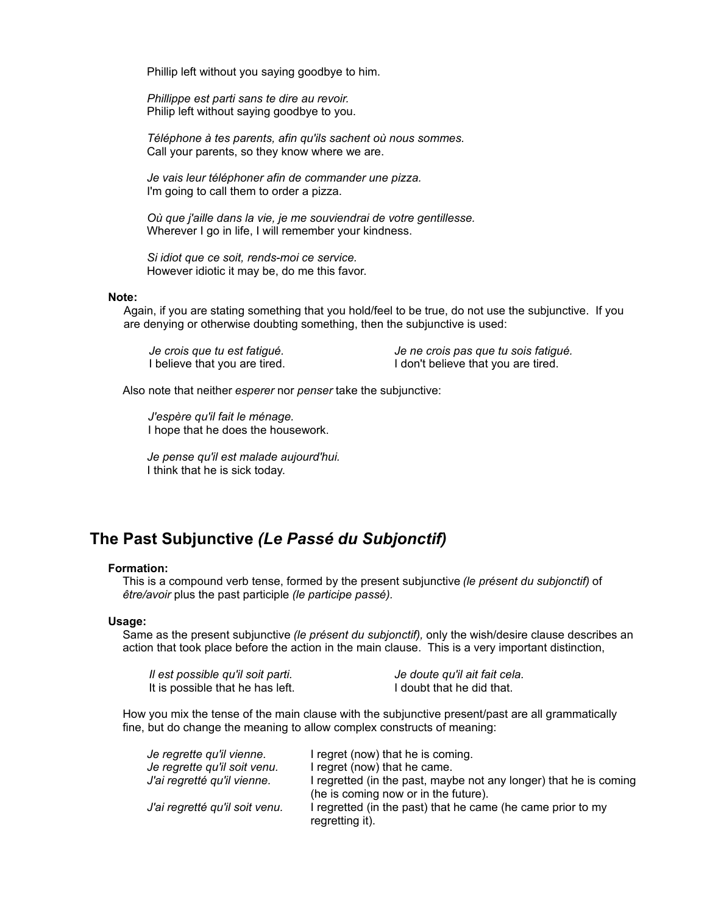Phillip left without you saying goodbye to him.

*Phillippe est parti sans te dire au revoir.*
Philip left without saying goodbye to you.

*Téléphone à tes parents, afin qu'ils sachent où nous sommes.*
Call your parents, so they know where we are.

*Je vais leur téléphoner afin de commander une pizza.*
I'm going to call them to order a pizza.

*Où que j'aille dans la vie, je me souviendrai de votre gentillesse.*
Wherever I go in life, I will remember your kindness.

*Si idiot que ce soit, rends-moi ce service.*
However idiotic it may be, do me this favor.

**Note:**

Again, if you are stating something that you hold/feel to be true, do not use the subjunctive. If you are denying or otherwise doubting something, then the subjunctive is used:

*Je crois que tu est fatigué.*
I believe that you are tired.

*Je ne crois pas que tu sois fatigué.*
I don't believe that you are tired.

Also note that neither *esperer* nor *penser* take the subjunctive:

*J'espère qu'il fait le ménage.*
I hope that he does the housework.

*Je pense qu'il est malade aujourd'hui.*
I think that he is sick today.

## The Past Subjunctive *(Le Passé du Subjonctif)*

**Formation:**

This is a compound verb tense, formed by the present subjunctive *(le présent du subjonctif)* of *être/avoir* plus the past participle *(le participe passé).*

**Usage:**

Same as the present subjunctive *(le présent du subjonctif),* only the wish/desire clause describes an action that took place before the action in the main clause. This is a very important distinction,

*Il est possible qu'il soit parti.*
It is possible that he has left.

*Je doute qu'il ait fait cela.*
I doubt that he did that.

How you mix the tense of the main clause with the subjunctive present/past are all grammatically fine, but do change the meaning to allow complex constructs of meaning:

| | |
|---|---|
| *Je regrette qu'il vienne.* | I regret (now) that he is coming. |
| *Je regrette qu'il soit venu.* | I regret (now) that he came. |
| *J'ai regretté qu'il vienne.* | I regretted (in the past, maybe not any longer) that he is coming (he is coming now or in the future). |
| *J'ai regretté qu'il soit venu.* | I regretted (in the past) that he came (he came prior to my regretting it). |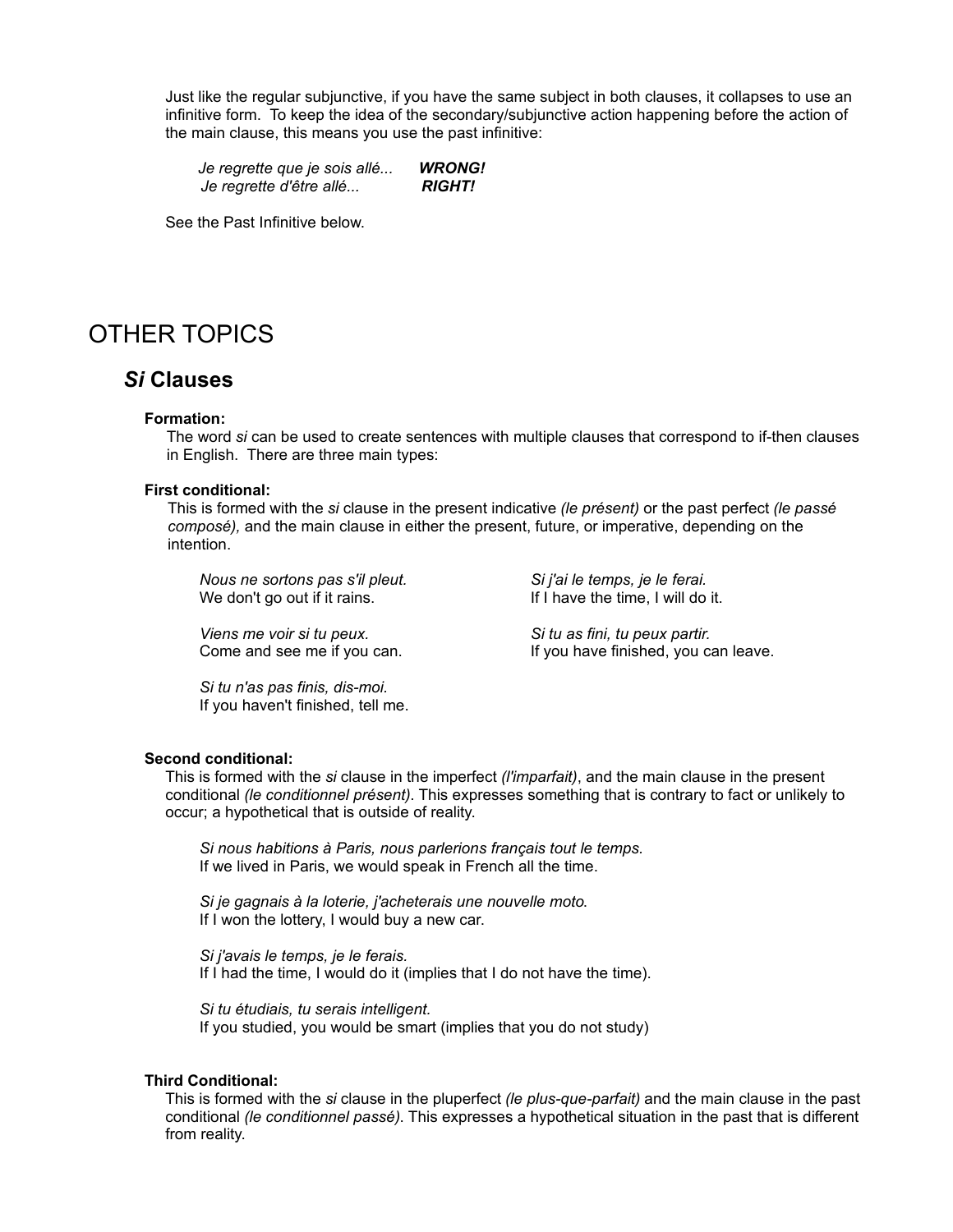Just like the regular subjunctive, if you have the same subject in both clauses, it collapses to use an infinitive form. To keep the idea of the secondary/subjunctive action happening before the action of the main clause, this means you use the past infinitive:

*Je regrette que je sois allé...* ***WRONG!***
*Je regrette d'être allé...* ***RIGHT!***

See the Past Infinitive below.

# OTHER TOPICS

## *Si* Clauses

**Formation:**

The word *si* can be used to create sentences with multiple clauses that correspond to if-then clauses in English. There are three main types:

**First conditional:**

This is formed with the *si* clause in the present indicative *(le présent)* or the past perfect *(le passé composé),* and the main clause in either the present, future, or imperative, depending on the intention.

*Nous ne sortons pas s'il pleut.*
We don't go out if it rains.

*Viens me voir si tu peux.*
Come and see me if you can.

*Si tu n'as pas finis, dis-moi.*
If you haven't finished, tell me.

*Si j'ai le temps, je le ferai.*
If I have the time, I will do it.

*Si tu as fini, tu peux partir.*
If you have finished, you can leave.

**Second conditional:**

This is formed with the *si* clause in the imperfect *(l'imparfait)*, and the main clause in the present conditional *(le conditionnel présent)*. This expresses something that is contrary to fact or unlikely to occur; a hypothetical that is outside of reality.

*Si nous habitions à Paris, nous parlerions français tout le temps.*
If we lived in Paris, we would speak in French all the time.

*Si je gagnais à la loterie, j'acheterais une nouvelle moto.*
If I won the lottery, I would buy a new car.

*Si j'avais le temps, je le ferais.*
If I had the time, I would do it (implies that I do not have the time).

*Si tu étudiais, tu serais intelligent.*
If you studied, you would be smart (implies that you do not study)

**Third Conditional:**

This is formed with the *si* clause in the pluperfect *(le plus-que-parfait)* and the main clause in the past conditional *(le conditionnel passé)*. This expresses a hypothetical situation in the past that is different from reality.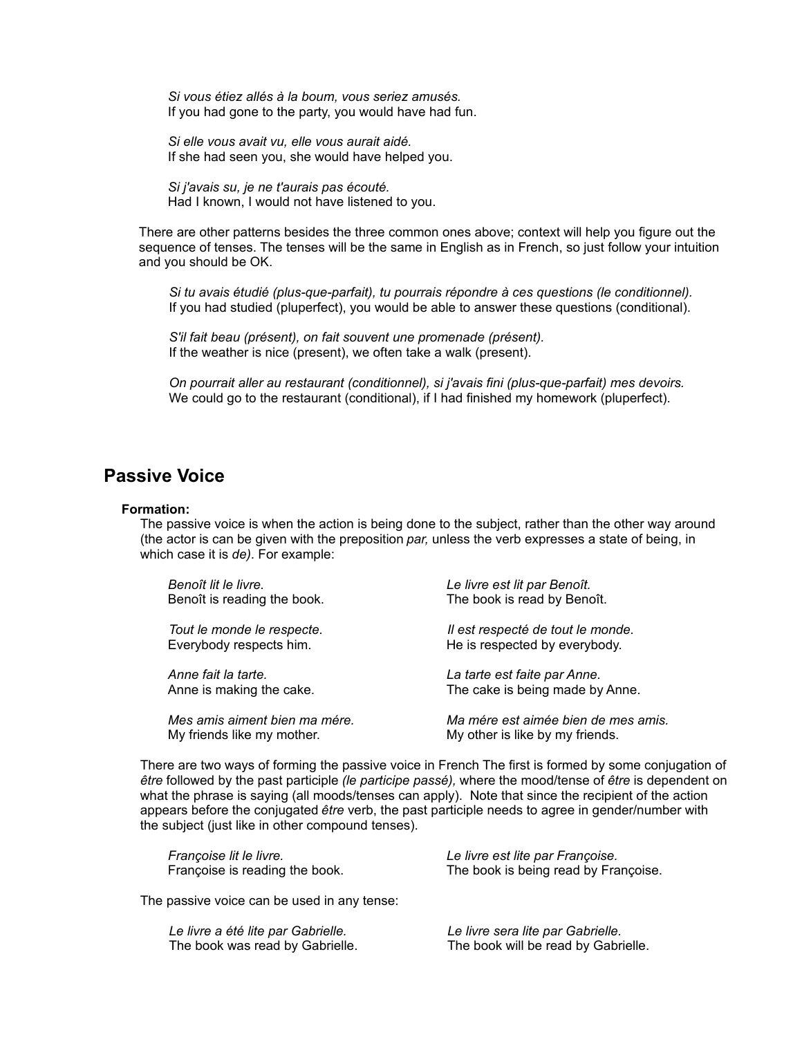*Si vous étiez allés à la boum, vous seriez amusés.*
If you had gone to the party, you would have had fun.

*Si elle vous avait vu, elle vous aurait aidé.*
If she had seen you, she would have helped you.

*Si j'avais su, je ne t'aurais pas écouté.*
Had I known, I would not have listened to you.

There are other patterns besides the three common ones above; context will help you figure out the sequence of tenses. The tenses will be the same in English as in French, so just follow your intuition and you should be OK.

*Si tu avais étudié (plus-que-parfait), tu pourrais répondre à ces questions (le conditionnel).*
If you had studied (pluperfect), you would be able to answer these questions (conditional).

*S'il fait beau (présent), on fait souvent une promenade (présent).*
If the weather is nice (present), we often take a walk (present).

*On pourrait aller au restaurant (conditionnel), si j'avais fini (plus-que-parfait) mes devoirs.*
We could go to the restaurant (conditional), if I had finished my homework (pluperfect).

## Passive Voice

**Formation:**

The passive voice is when the action is being done to the subject, rather than the other way around (the actor is can be given with the preposition *par,* unless the verb expresses a state of being, in which case it is *de)*. For example:

*Benoît lit le livre.*
Benoît is reading the book.

*Le livre est lit par Benoît.*
The book is read by Benoît.

*Tout le monde le respecte.*
Everybody respects him.

*Il est respecté de tout le monde.*
He is respected by everybody.

*Anne fait la tarte.*
Anne is making the cake.

*La tarte est faite par Anne.*
The cake is being made by Anne.

*Mes amis aiment bien ma mére.*
My friends like my mother.

*Ma mére est aimée bien de mes amis.*
My other is like by my friends.

There are two ways of forming the passive voice in French The first is formed by some conjugation of *être* followed by the past participle *(le participe passé),* where the mood/tense of *être* is dependent on what the phrase is saying (all moods/tenses can apply). Note that since the recipient of the action appears before the conjugated *être* verb, the past participle needs to agree in gender/number with the subject (just like in other compound tenses).

*Françoise lit le livre.*
Françoise is reading the book.

*Le livre est lite par Françoise.*
The book is being read by Françoise.

The passive voice can be used in any tense:

*Le livre a été lite par Gabrielle.*
The book was read by Gabrielle.

*Le livre sera lite par Gabrielle.*
The book will be read by Gabrielle.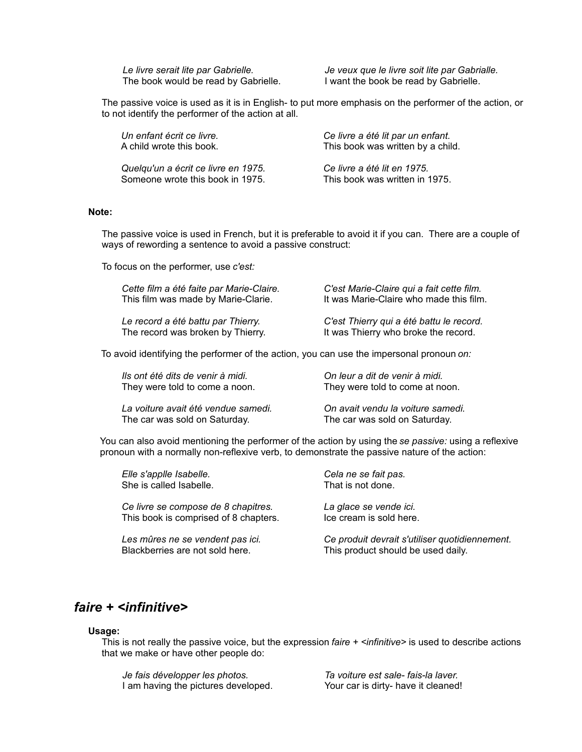*Le livre serait lite par Gabrielle.*
The book would be read by Gabrielle.

*Je veux que le livre soit lite par Gabrialle.*
I want the book be read by Gabrielle.

The passive voice is used as it is in English- to put more emphasis on the performer of the action, or to not identify the performer of the action at all.

*Un enfant écrit ce livre.*
A child wrote this book.

*Ce livre a été lit par un enfant.*
This book was written by a child.

*Quelqu'un a écrit ce livre en 1975.*
Someone wrote this book in 1975.

*Ce livre a été lit en 1975.*
This book was written in 1975.

**Note:**

The passive voice is used in French, but it is preferable to avoid it if you can. There are a couple of ways of rewording a sentence to avoid a passive construct:

To focus on the performer, use *c'est:*

*Cette film a été faite par Marie-Claire.*
This film was made by Marie-Clarie.

*C'est Marie-Claire qui a fait cette film.*
It was Marie-Claire who made this film.

*Le record a été battu par Thierry.*
The record was broken by Thierry.

*C'est Thierry qui a été battu le record.*
It was Thierry who broke the record.

To avoid identifying the performer of the action, you can use the impersonal pronoun *on:*

*Ils ont été dits de venir à midi.*
They were told to come a noon.

*On leur a dit de venir à midi.*
They were told to come at noon.

*La voiture avait été vendue samedi.*
The car was sold on Saturday.

*On avait vendu la voiture samedi.*
The car was sold on Saturday.

You can also avoid mentioning the performer of the action by using the *se passive:* using a reflexive pronoun with a normally non-reflexive verb, to demonstrate the passive nature of the action:

*Elle s'applle Isabelle.*
She is called Isabelle.

*Cela ne se fait pas.*
That is not done.

*Ce livre se compose de 8 chapitres.*
This book is comprised of 8 chapters.

*La glace se vende ici.*
Ice cream is sold here.

*Les mûres ne se vendent pas ici.*
Blackberries are not sold here.

*Ce produit devrait s'utiliser quotidiennement.*
This product should be used daily.

## *faire + <infinitive>*

**Usage:**

This is not really the passive voice, but the expression *faire + <infinitive>* is used to describe actions that we make or have other people do:

*Je fais développer les photos.*
I am having the pictures developed.

*Ta voiture est sale- fais-la laver.*
Your car is dirty- have it cleaned!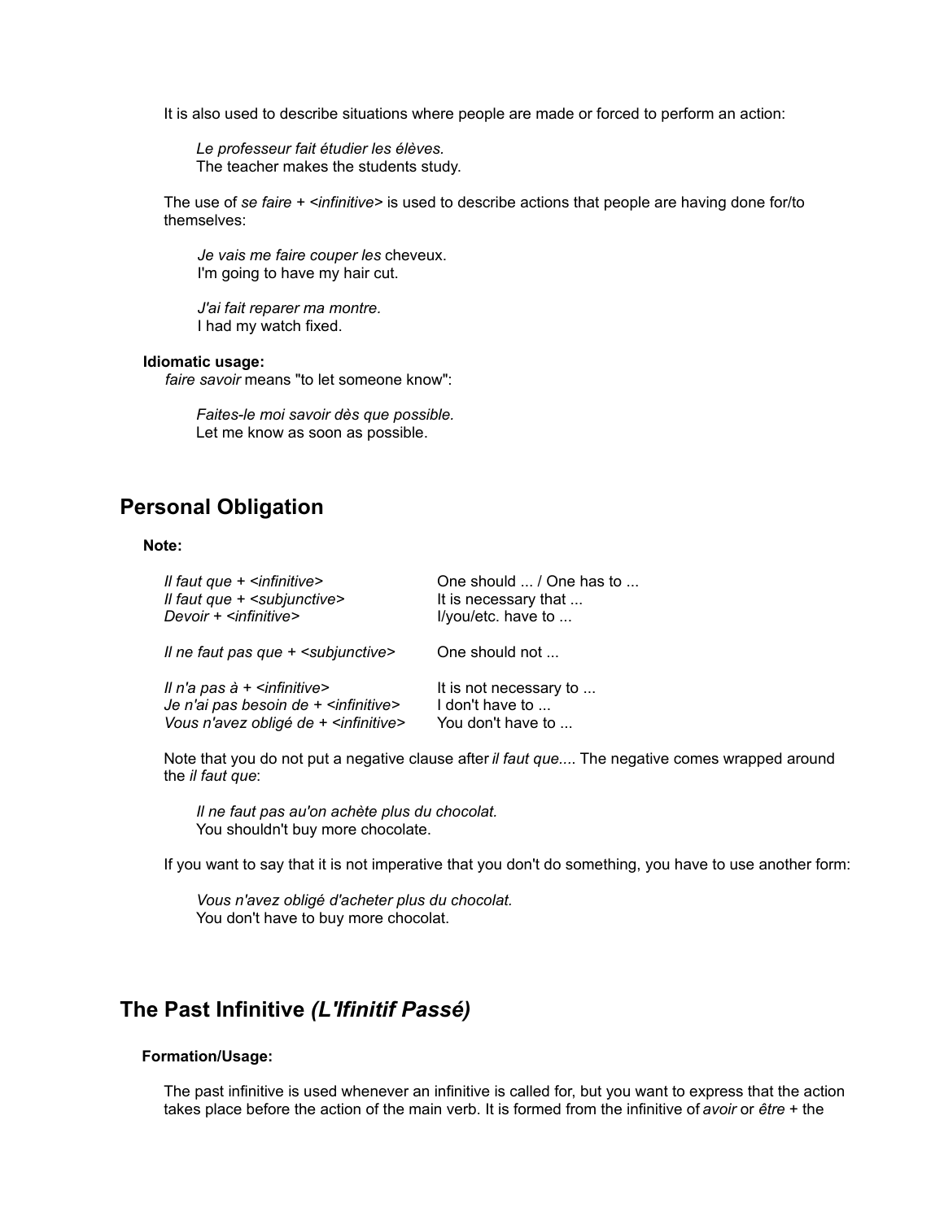It is also used to describe situations where people are made or forced to perform an action:

> *Le professeur fait étudier les élèves.*
> The teacher makes the students study.

The use of *se faire + <infinitive>* is used to describe actions that people are having done for/to themselves:

> *Je vais me faire couper les* cheveux.
> I'm going to have my hair cut.
>
> *J'ai fait reparer ma montre.*
> I had my watch fixed.

**Idiomatic usage:**
*faire savoir* means "to let someone know":

> *Faites-le moi savoir dès que possible.*
> Let me know as soon as possible.

## Personal Obligation

**Note:**

| | |
|---|---|
| *Il faut que + <infinitive>* | One should ... / One has to ... |
| *Il faut que + <subjunctive>* | It is necessary that ... |
| *Devoir + <infinitive>* | I/you/etc. have to ... |
| *Il ne faut pas que + <subjunctive>* | One should not ... |
| *Il n'a pas à + <infinitive>* | It is not necessary to ... |
| *Je n'ai pas besoin de + <infinitive>* | I don't have to ... |
| *Vous n'avez obligé de + <infinitive>* | You don't have to ... |

Note that you do not put a negative clause after *il faut que...*. The negative comes wrapped around the *il faut que*:

> *Il ne faut pas au'on achète plus du chocolat.*
> You shouldn't buy more chocolate.

If you want to say that it is not imperative that you don't do something, you have to use another form:

> *Vous n'avez obligé d'acheter plus du chocolat.*
> You don't have to buy more chocolat.

## The Past Infinitive *(L'Ifinitif Passé)*

**Formation/Usage:**

The past infinitive is used whenever an infinitive is called for, but you want to express that the action takes place before the action of the main verb. It is formed from the infinitive of *avoir* or *être* + the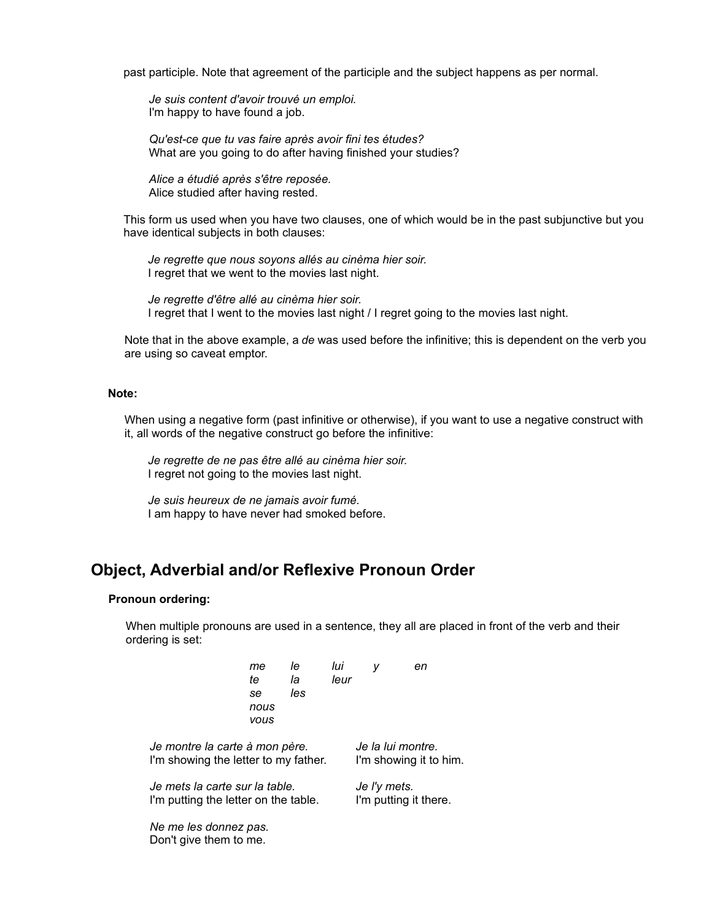past participle. Note that agreement of the participle and the subject happens as per normal.

> *Je suis content d'avoir trouvé un emploi.*
> I'm happy to have found a job.
>
> *Qu'est-ce que tu vas faire après avoir fini tes études?*
> What are you going to do after having finished your studies?
>
> *Alice a étudié après s'être reposée.*
> Alice studied after having rested.

This form us used when you have two clauses, one of which would be in the past subjunctive but you have identical subjects in both clauses:

> *Je regrette que nous soyons allés au cinèma hier soir.*
> I regret that we went to the movies last night.
>
> *Je regrette d'être allé au cinèma hier soir.*
> I regret that I went to the movies last night / I regret going to the movies last night.

Note that in the above example, a *de* was used before the infinitive; this is dependent on the verb you are using so caveat emptor.

**Note:**

When using a negative form (past infinitive or otherwise), if you want to use a negative construct with it, all words of the negative construct go before the infinitive:

> *Je regrette de ne pas être allé au cinèma hier soir.*
> I regret not going to the movies last night.
>
> *Je suis heureux de ne jamais avoir fumé.*
> I am happy to have never had smoked before.

## Object, Adverbial and/or Reflexive Pronoun Order

**Pronoun ordering:**

When multiple pronouns are used in a sentence, they all are placed in front of the verb and their ordering is set:

| | | | | |
|---|---|---|---|---|
| *me* | *le* | *lui* | *y* | *en* |
| *te* | *la* | *leur* | | |
| *se* | *les* | | | |
| *nous* | | | | |
| *vous* | | | | |

| | |
|---|---|
| *Je montre la carte à mon père.*<br>I'm showing the letter to my father. | *Je la lui montre.*<br>I'm showing it to him. |
| *Je mets la carte sur la table.*<br>I'm putting the letter on the table. | *Je l'y mets.*<br>I'm putting it there. |

> *Ne me les donnez pas.*
> Don't give them to me.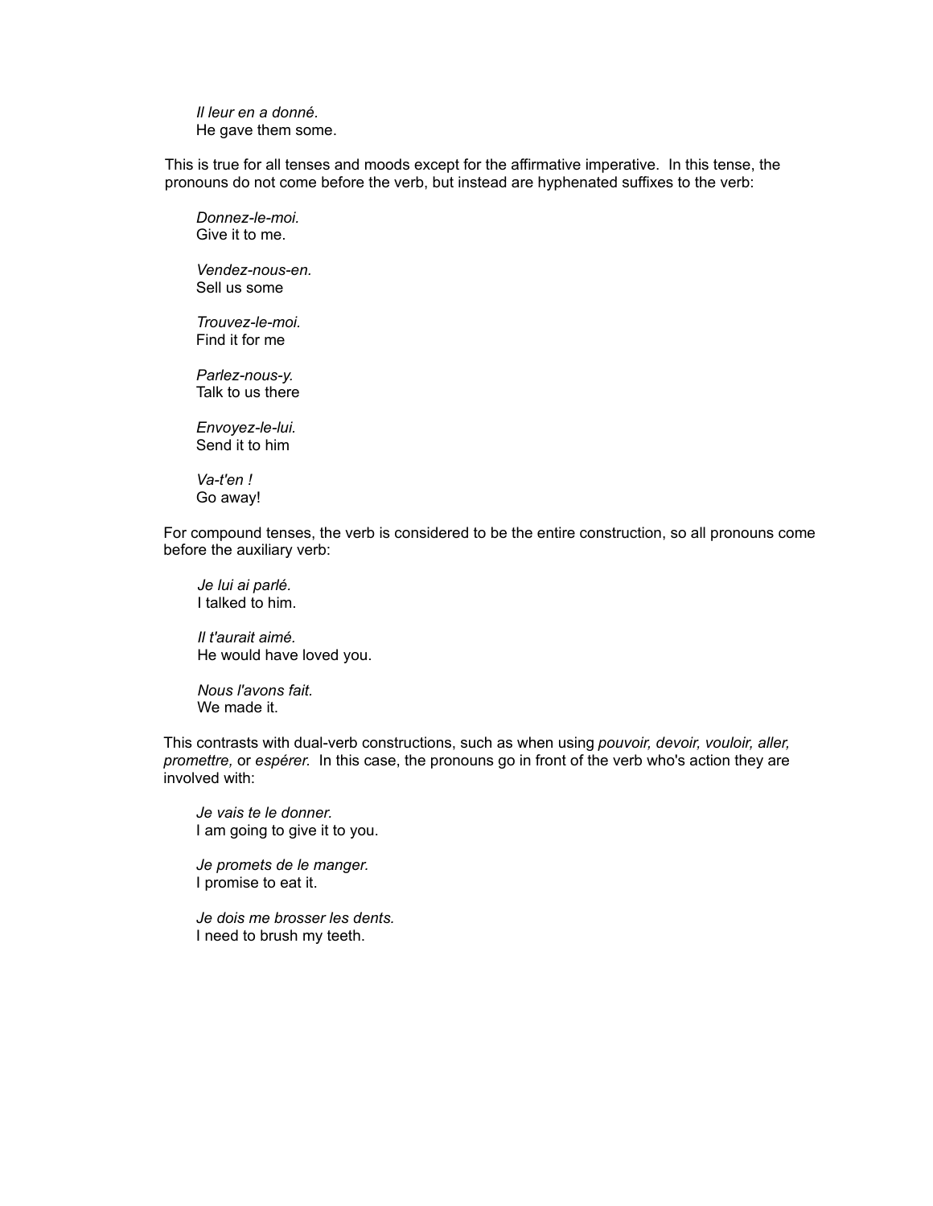*Il leur en a donné.*
He gave them some.

This is true for all tenses and moods except for the affirmative imperative. In this tense, the pronouns do not come before the verb, but instead are hyphenated suffixes to the verb:

*Donnez-le-moi.*
Give it to me.

*Vendez-nous-en.*
Sell us some

*Trouvez-le-moi.*
Find it for me

*Parlez-nous-y.*
Talk to us there

*Envoyez-le-lui.*
Send it to him

*Va-t'en !*
Go away!

For compound tenses, the verb is considered to be the entire construction, so all pronouns come before the auxiliary verb:

*Je lui ai parlé.*
I talked to him.

*Il t'aurait aimé.*
He would have loved you.

*Nous l'avons fait.*
We made it.

This contrasts with dual-verb constructions, such as when using *pouvoir, devoir, vouloir, aller, promettre,* or *espérer.* In this case, the pronouns go in front of the verb who's action they are involved with:

*Je vais te le donner.*
I am going to give it to you.

*Je promets de le manger.*
I promise to eat it.

*Je dois me brosser les dents.*
I need to brush my teeth.